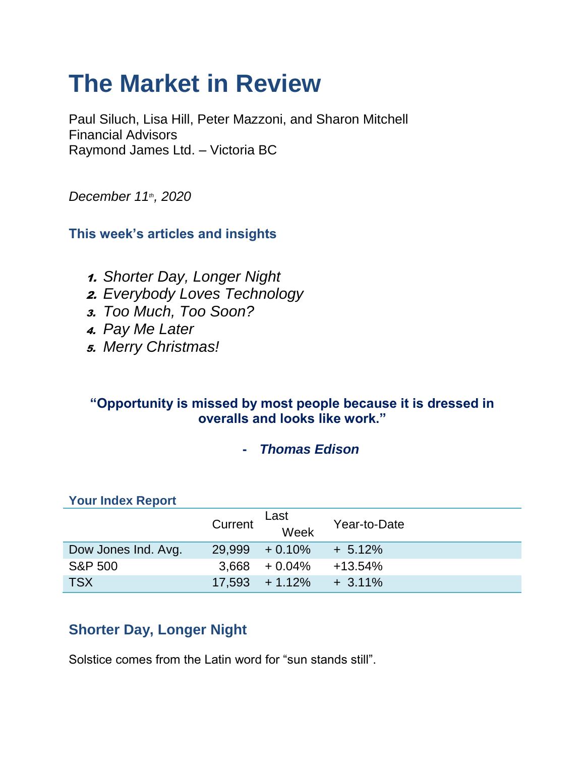# The Market in Review

Paul Siluch, Lisa Hill, Peter Mazzoni, and Sharon Mitchell
Financial Advisors
Raymond James Ltd. – Victoria BC

*December 11th, 2020*

### This week's articles and insights

1. *Shorter Day, Longer Night*
2. *Everybody Loves Technology*
3. *Too Much, Too Soon?*
4. *Pay Me Later*
5. *Merry Christmas!*

**"Opportunity is missed by most people because it is dressed in overalls and looks like work."**

**- *Thomas Edison***

### Your Index Report

| | Current | Last Week | Year-to-Date |
|---|---|---|---|
| Dow Jones Ind. Avg. | 29,999 | + 0.10% | + 5.12% |
| S&P 500 | 3,668 | + 0.04% | +13.54% |
| TSX | 17,593 | + 1.12% | + 3.11% |

## Shorter Day, Longer Night

Solstice comes from the Latin word for "sun stands still".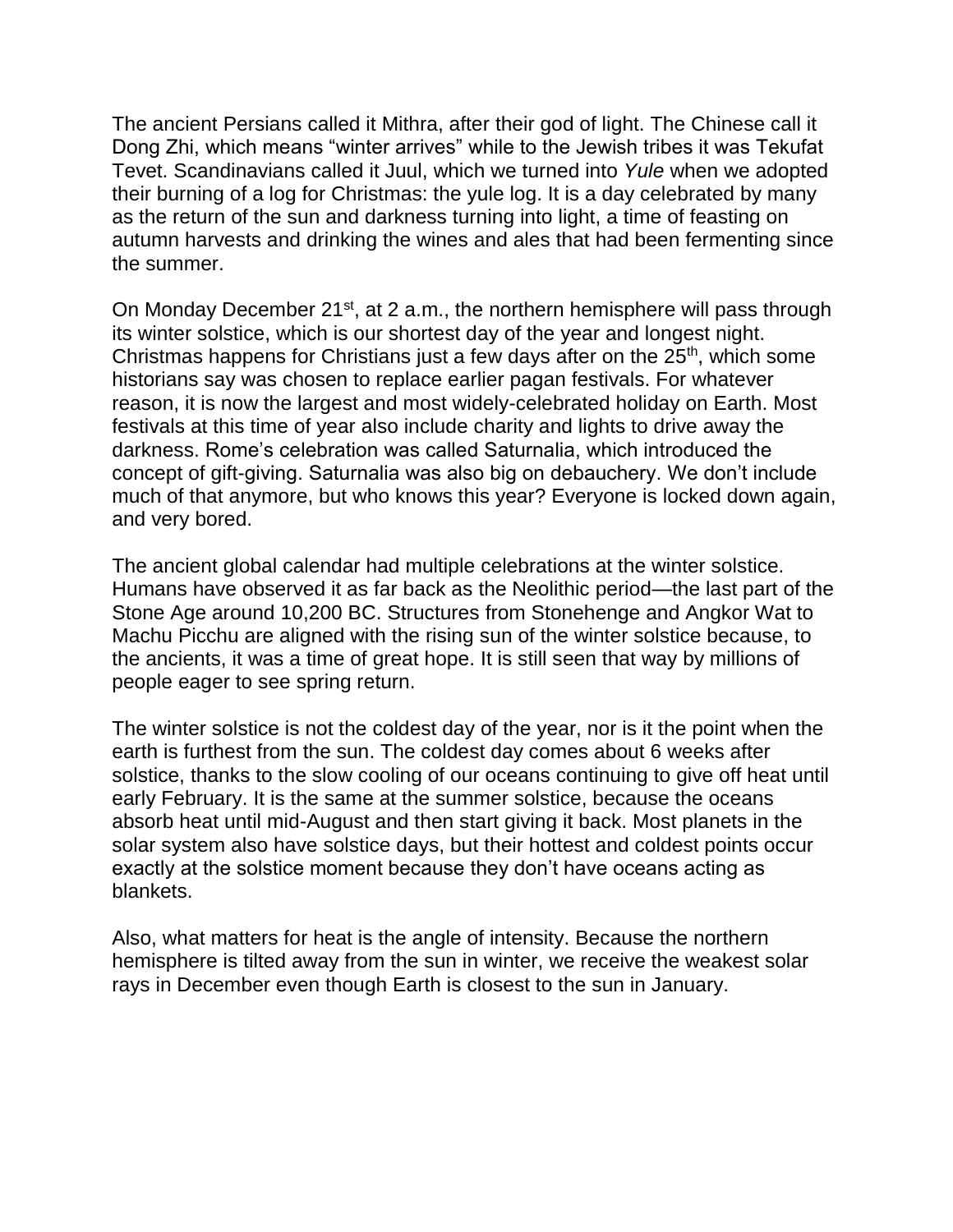The ancient Persians called it Mithra, after their god of light. The Chinese call it Dong Zhi, which means “winter arrives” while to the Jewish tribes it was Tekufat Tevet. Scandinavians called it Juul, which we turned into *Yule* when we adopted their burning of a log for Christmas: the yule log. It is a day celebrated by many as the return of the sun and darkness turning into light, a time of feasting on autumn harvests and drinking the wines and ales that had been fermenting since the summer.

On Monday December 21st, at 2 a.m., the northern hemisphere will pass through its winter solstice, which is our shortest day of the year and longest night. Christmas happens for Christians just a few days after on the 25th, which some historians say was chosen to replace earlier pagan festivals. For whatever reason, it is now the largest and most widely-celebrated holiday on Earth. Most festivals at this time of year also include charity and lights to drive away the darkness. Rome’s celebration was called Saturnalia, which introduced the concept of gift-giving. Saturnalia was also big on debauchery. We don’t include much of that anymore, but who knows this year? Everyone is locked down again, and very bored.

The ancient global calendar had multiple celebrations at the winter solstice. Humans have observed it as far back as the Neolithic period—the last part of the Stone Age around 10,200 BC. Structures from Stonehenge and Angkor Wat to Machu Picchu are aligned with the rising sun of the winter solstice because, to the ancients, it was a time of great hope. It is still seen that way by millions of people eager to see spring return.

The winter solstice is not the coldest day of the year, nor is it the point when the earth is furthest from the sun. The coldest day comes about 6 weeks after solstice, thanks to the slow cooling of our oceans continuing to give off heat until early February. It is the same at the summer solstice, because the oceans absorb heat until mid-August and then start giving it back. Most planets in the solar system also have solstice days, but their hottest and coldest points occur exactly at the solstice moment because they don’t have oceans acting as blankets.

Also, what matters for heat is the angle of intensity. Because the northern hemisphere is tilted away from the sun in winter, we receive the weakest solar rays in December even though Earth is closest to the sun in January.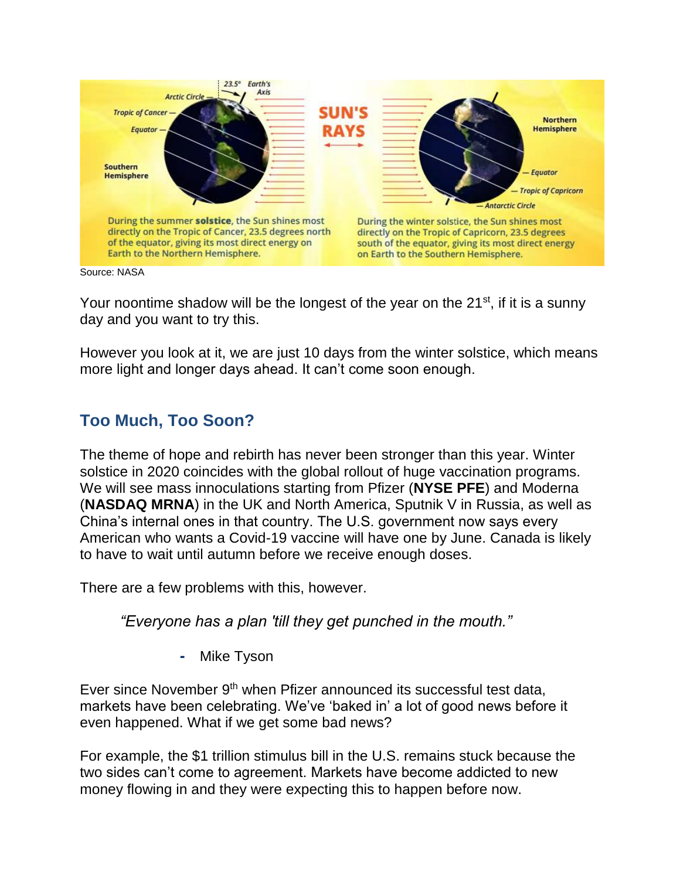Source: NASA

Your noontime shadow will be the longest of the year on the 21st, if it is a sunny day and you want to try this.

However you look at it, we are just 10 days from the winter solstice, which means more light and longer days ahead. It can't come soon enough.

## Too Much, Too Soon?

The theme of hope and rebirth has never been stronger than this year. Winter solstice in 2020 coincides with the global rollout of huge vaccination programs. We will see mass innoculations starting from Pfizer (**NYSE PFE**) and Moderna (**NASDAQ MRNA**) in the UK and North America, Sputnik V in Russia, as well as China's internal ones in that country. The U.S. government now says every American who wants a Covid-19 vaccine will have one by June. Canada is likely to have to wait until autumn before we receive enough doses.

There are a few problems with this, however.

> *"Everyone has a plan 'till they get punched in the mouth."*
>
> - Mike Tyson

Ever since November 9th when Pfizer announced its successful test data, markets have been celebrating. We've 'baked in' a lot of good news before it even happened. What if we get some bad news?

For example, the $1 trillion stimulus bill in the U.S. remains stuck because the two sides can't come to agreement. Markets have become addicted to new money flowing in and they were expecting this to happen before now.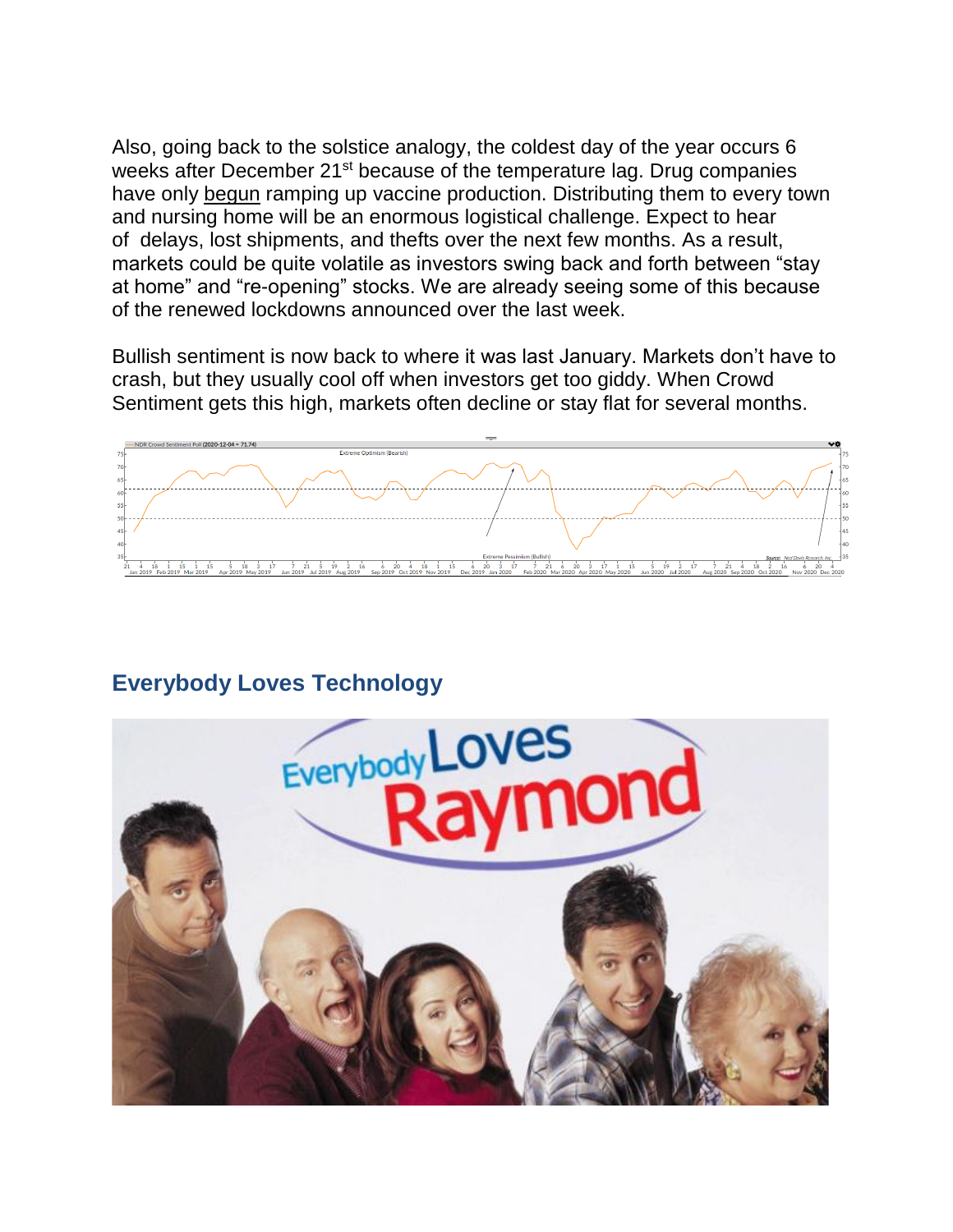Also, going back to the solstice analogy, the coldest day of the year occurs 6 weeks after December 21st because of the temperature lag. Drug companies have only begun ramping up vaccine production. Distributing them to every town and nursing home will be an enormous logistical challenge. Expect to hear of delays, lost shipments, and thefts over the next few months. As a result, markets could be quite volatile as investors swing back and forth between "stay at home" and "re-opening" stocks. We are already seeing some of this because of the renewed lockdowns announced over the last week.

Bullish sentiment is now back to where it was last January. Markets don't have to crash, but they usually cool off when investors get too giddy. When Crowd Sentiment gets this high, markets often decline or stay flat for several months.

## Everybody Loves Technology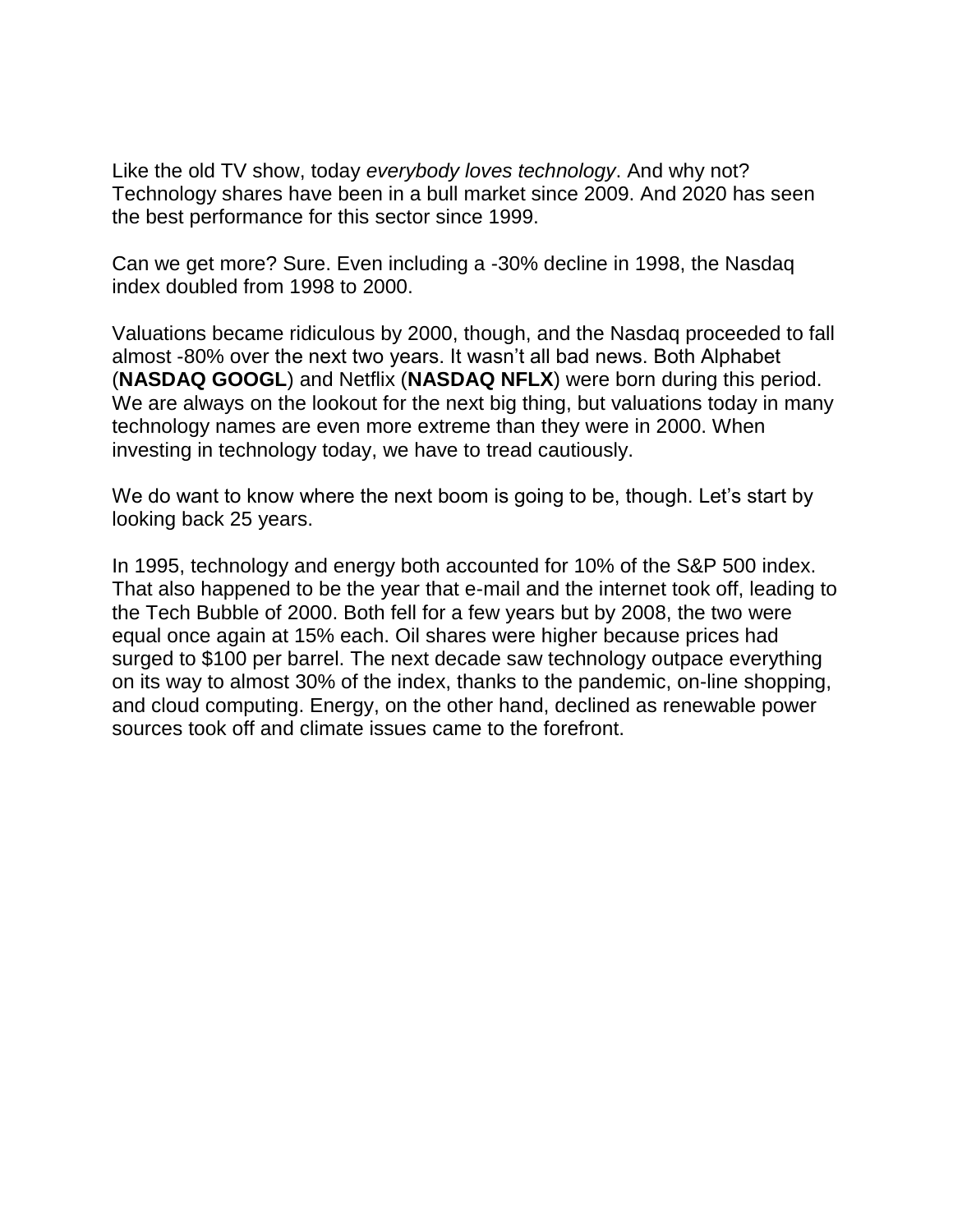Like the old TV show, today *everybody loves technology*. And why not? Technology shares have been in a bull market since 2009. And 2020 has seen the best performance for this sector since 1999.

Can we get more? Sure. Even including a -30% decline in 1998, the Nasdaq index doubled from 1998 to 2000.

Valuations became ridiculous by 2000, though, and the Nasdaq proceeded to fall almost -80% over the next two years. It wasn't all bad news. Both Alphabet (**NASDAQ GOOGL**) and Netflix (**NASDAQ NFLX**) were born during this period. We are always on the lookout for the next big thing, but valuations today in many technology names are even more extreme than they were in 2000. When investing in technology today, we have to tread cautiously.

We do want to know where the next boom is going to be, though. Let's start by looking back 25 years.

In 1995, technology and energy both accounted for 10% of the S&P 500 index. That also happened to be the year that e-mail and the internet took off, leading to the Tech Bubble of 2000. Both fell for a few years but by 2008, the two were equal once again at 15% each. Oil shares were higher because prices had surged to $100 per barrel. The next decade saw technology outpace everything on its way to almost 30% of the index, thanks to the pandemic, on-line shopping, and cloud computing. Energy, on the other hand, declined as renewable power sources took off and climate issues came to the forefront.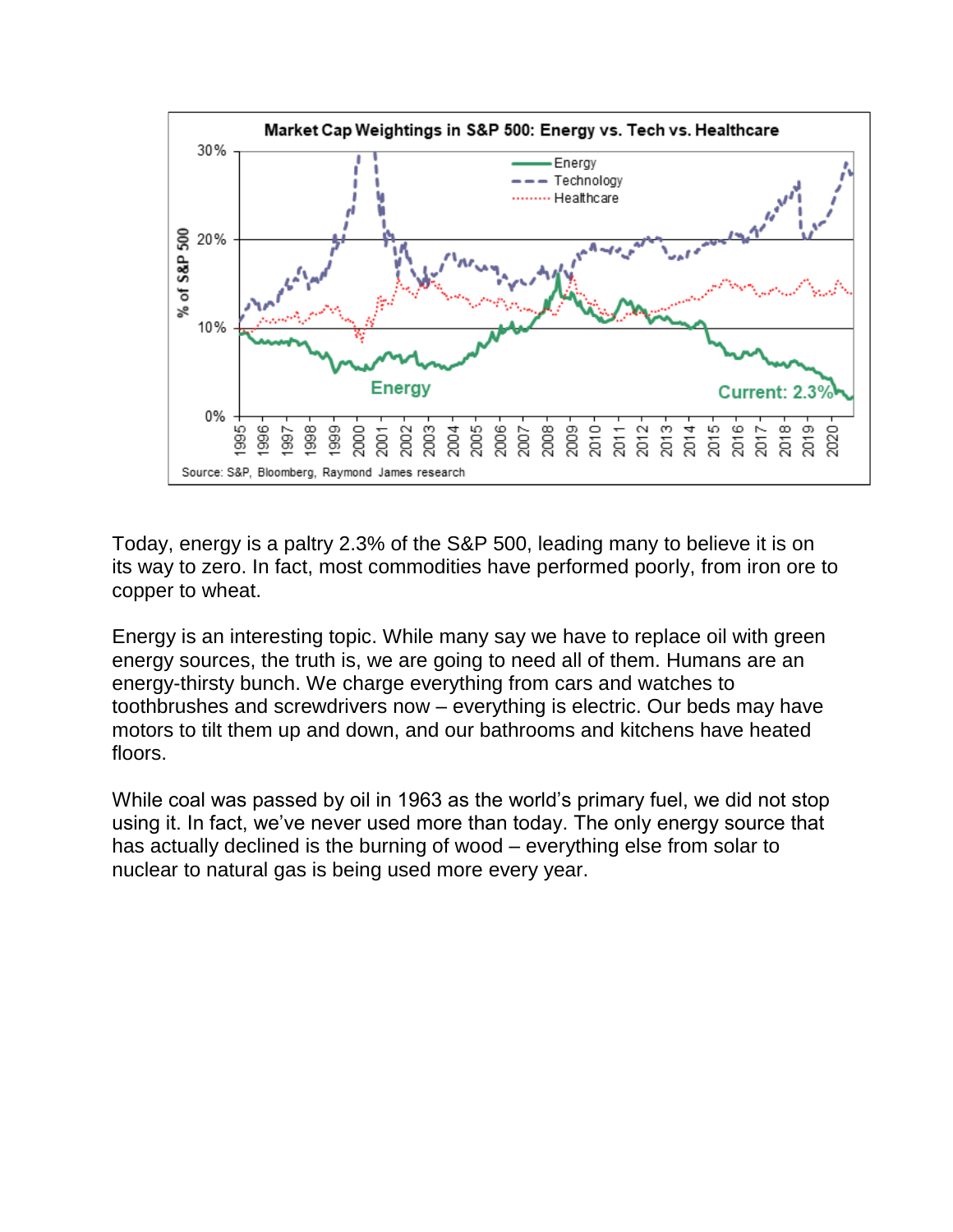Today, energy is a paltry 2.3% of the S&P 500, leading many to believe it is on its way to zero. In fact, most commodities have performed poorly, from iron ore to copper to wheat.

Energy is an interesting topic. While many say we have to replace oil with green energy sources, the truth is, we are going to need all of them. Humans are an energy-thirsty bunch. We charge everything from cars and watches to toothbrushes and screwdrivers now – everything is electric. Our beds may have motors to tilt them up and down, and our bathrooms and kitchens have heated floors.

While coal was passed by oil in 1963 as the world's primary fuel, we did not stop using it. In fact, we've never used more than today. The only energy source that has actually declined is the burning of wood – everything else from solar to nuclear to natural gas is being used more every year.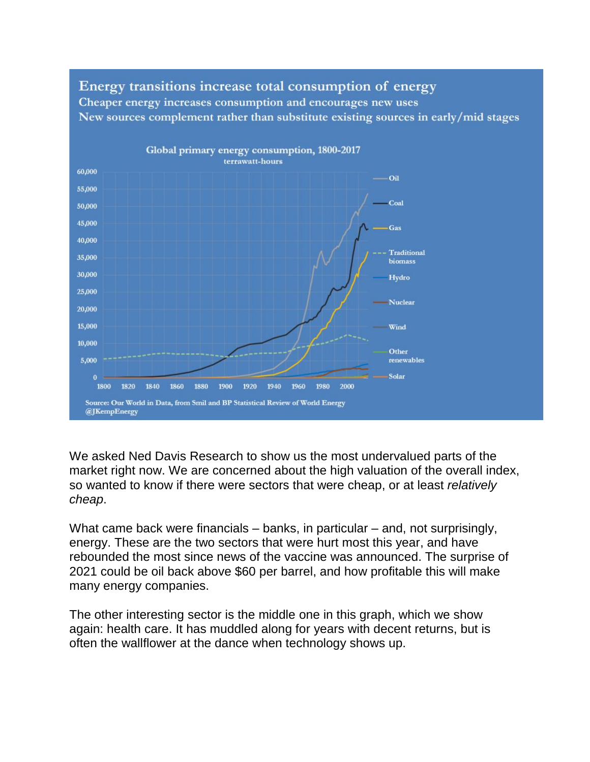We asked Ned Davis Research to show us the most undervalued parts of the market right now. We are concerned about the high valuation of the overall index, so wanted to know if there were sectors that were cheap, or at least *relatively cheap*.

What came back were financials – banks, in particular – and, not surprisingly, energy. These are the two sectors that were hurt most this year, and have rebounded the most since news of the vaccine was announced. The surprise of 2021 could be oil back above $60 per barrel, and how profitable this will make many energy companies.

The other interesting sector is the middle one in this graph, which we show again: health care. It has muddled along for years with decent returns, but is often the wallflower at the dance when technology shows up.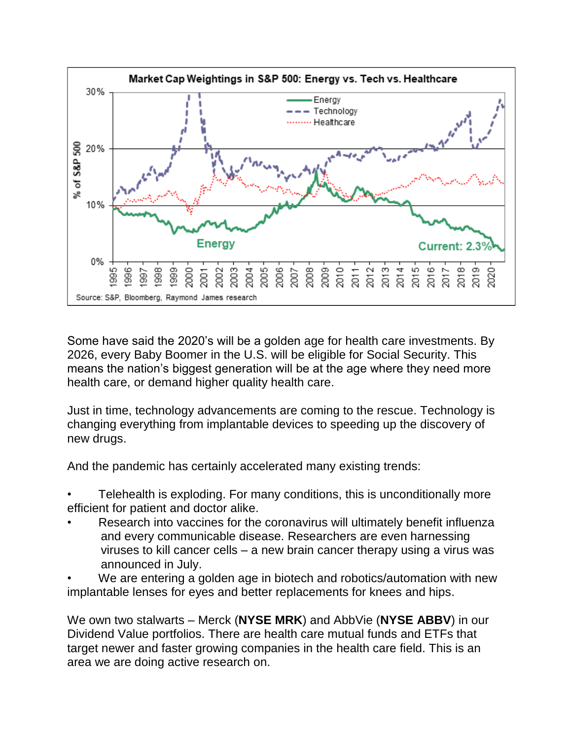Some have said the 2020's will be a golden age for health care investments. By 2026, every Baby Boomer in the U.S. will be eligible for Social Security. This means the nation's biggest generation will be at the age where they need more health care, or demand higher quality health care.

Just in time, technology advancements are coming to the rescue. Technology is changing everything from implantable devices to speeding up the discovery of new drugs.

And the pandemic has certainly accelerated many existing trends:

- Telehealth is exploding. For many conditions, this is unconditionally more efficient for patient and doctor alike.
- Research into vaccines for the coronavirus will ultimately benefit influenza and every communicable disease. Researchers are even harnessing viruses to kill cancer cells – a new brain cancer therapy using a virus was announced in July.
- We are entering a golden age in biotech and robotics/automation with new implantable lenses for eyes and better replacements for knees and hips.

We own two stalwarts – Merck (**NYSE MRK**) and AbbVie (**NYSE ABBV**) in our Dividend Value portfolios. There are health care mutual funds and ETFs that target newer and faster growing companies in the health care field. This is an area we are doing active research on.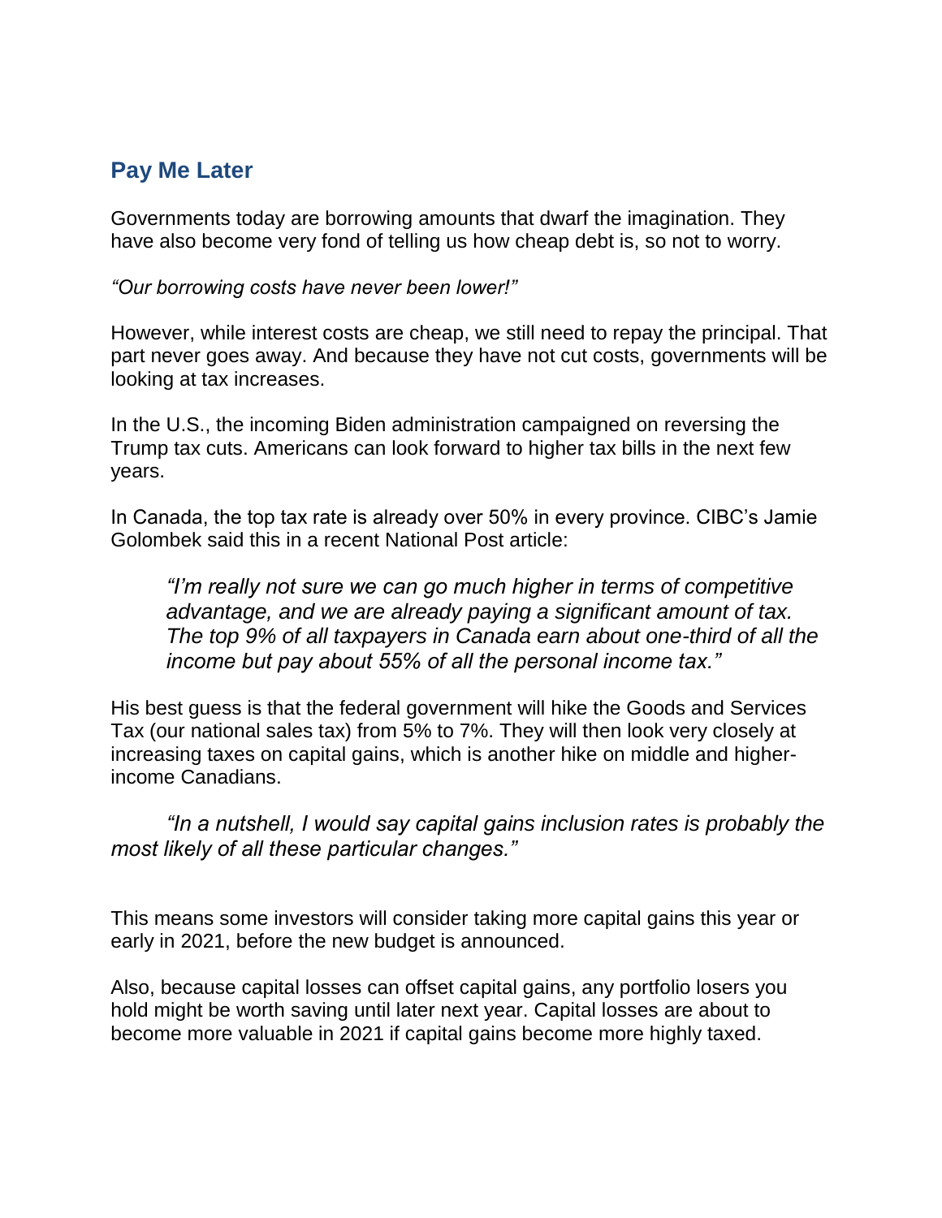## Pay Me Later

Governments today are borrowing amounts that dwarf the imagination. They have also become very fond of telling us how cheap debt is, so not to worry.

*"Our borrowing costs have never been lower!"*

However, while interest costs are cheap, we still need to repay the principal. That part never goes away. And because they have not cut costs, governments will be looking at tax increases.

In the U.S., the incoming Biden administration campaigned on reversing the Trump tax cuts. Americans can look forward to higher tax bills in the next few years.

In Canada, the top tax rate is already over 50% in every province. CIBC's Jamie Golombek said this in a recent National Post article:

> *"I'm really not sure we can go much higher in terms of competitive advantage, and we are already paying a significant amount of tax. The top 9% of all taxpayers in Canada earn about one-third of all the income but pay about 55% of all the personal income tax."*

His best guess is that the federal government will hike the Goods and Services Tax (our national sales tax) from 5% to 7%. They will then look very closely at increasing taxes on capital gains, which is another hike on middle and higher-income Canadians.

> *"In a nutshell, I would say capital gains inclusion rates is probably the most likely of all these particular changes."*

This means some investors will consider taking more capital gains this year or early in 2021, before the new budget is announced.

Also, because capital losses can offset capital gains, any portfolio losers you hold might be worth saving until later next year. Capital losses are about to become more valuable in 2021 if capital gains become more highly taxed.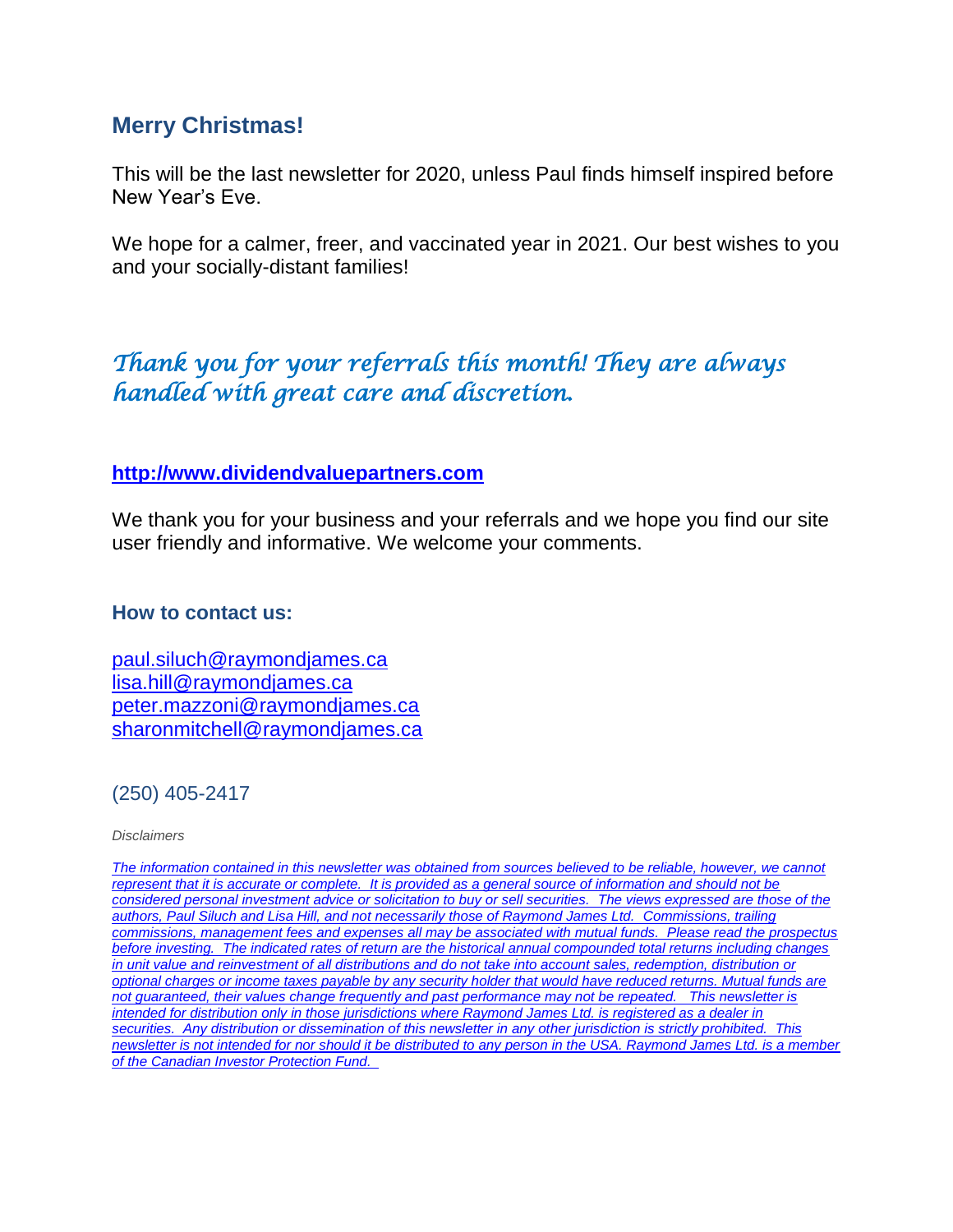## Merry Christmas!

This will be the last newsletter for 2020, unless Paul finds himself inspired before New Year's Eve.

We hope for a calmer, freer, and vaccinated year in 2021. Our best wishes to you and your socially-distant families!

*Thank you for your referrals this month! They are always handled with great care and discretion.*

**[http://www.dividendvaluepartners.com](http://www.dividendvaluepartners.com)**

We thank you for your business and your referrals and we hope you find our site user friendly and informative. We welcome your comments.

### How to contact us:

paul.siluch@raymondjames.ca
lisa.hill@raymondjames.ca
peter.mazzoni@raymondjames.ca
sharonmitchell@raymondjames.ca

(250) 405-2417

*Disclaimers*

*The information contained in this newsletter was obtained from sources believed to be reliable, however, we cannot represent that it is accurate or complete. It is provided as a general source of information and should not be considered personal investment advice or solicitation to buy or sell securities. The views expressed are those of the authors, Paul Siluch and Lisa Hill, and not necessarily those of Raymond James Ltd. Commissions, trailing commissions, management fees and expenses all may be associated with mutual funds. Please read the prospectus before investing. The indicated rates of return are the historical annual compounded total returns including changes in unit value and reinvestment of all distributions and do not take into account sales, redemption, distribution or optional charges or income taxes payable by any security holder that would have reduced returns. Mutual funds are not guaranteed, their values change frequently and past performance may not be repeated. This newsletter is intended for distribution only in those jurisdictions where Raymond James Ltd. is registered as a dealer in securities. Any distribution or dissemination of this newsletter in any other jurisdiction is strictly prohibited. This newsletter is not intended for nor should it be distributed to any person in the USA. Raymond James Ltd. is a member of the Canadian Investor Protection Fund.*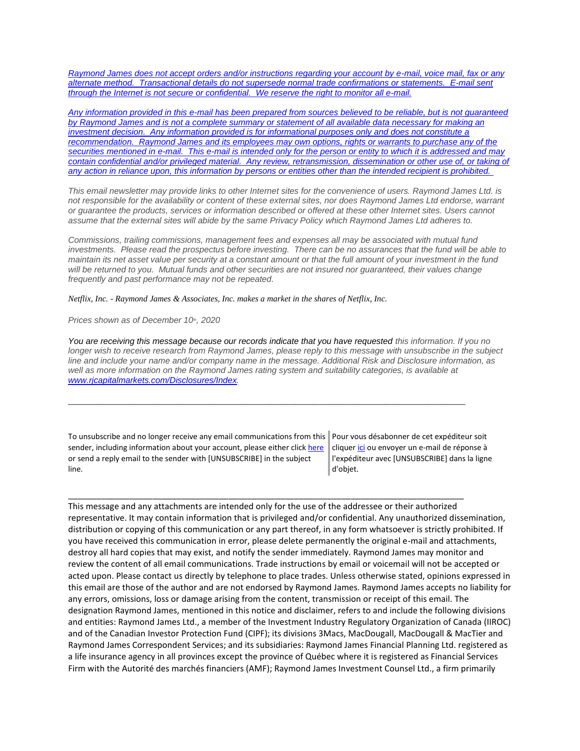*Raymond James does not accept orders and/or instructions regarding your account by e-mail, voice mail, fax or any alternate method. Transactional details do not supersede normal trade confirmations or statements. E-mail sent through the Internet is not secure or confidential. We reserve the right to monitor all e-mail.*

*Any information provided in this e-mail has been prepared from sources believed to be reliable, but is not guaranteed by Raymond James and is not a complete summary or statement of all available data necessary for making an investment decision. Any information provided is for informational purposes only and does not constitute a recommendation. Raymond James and its employees may own options, rights or warrants to purchase any of the securities mentioned in e-mail. This e-mail is intended only for the person or entity to which it is addressed and may contain confidential and/or privileged material. Any review, retransmission, dissemination or other use of, or taking of any action in reliance upon, this information by persons or entities other than the intended recipient is prohibited.*

*This email newsletter may provide links to other Internet sites for the convenience of users. Raymond James Ltd. is not responsible for the availability or content of these external sites, nor does Raymond James Ltd endorse, warrant or guarantee the products, services or information described or offered at these other Internet sites. Users cannot assume that the external sites will abide by the same Privacy Policy which Raymond James Ltd adheres to.*

*Commissions, trailing commissions, management fees and expenses all may be associated with mutual fund investments. Please read the prospectus before investing. There can be no assurances that the fund will be able to maintain its net asset value per security at a constant amount or that the full amount of your investment in the fund will be returned to you. Mutual funds and other securities are not insured nor guaranteed, their values change frequently and past performance may not be repeated.*

*Netflix, Inc. - Raymond James & Associates, Inc. makes a market in the shares of Netflix, Inc.*

*Prices shown as of December 10th, 2020*

*You are receiving this message because our records indicate that you have requested this information. If you no longer wish to receive research from Raymond James, please reply to this message with unsubscribe in the subject line and include your name and/or company name in the message. Additional Risk and Disclosure information, as well as more information on the Raymond James rating system and suitability categories, is available at [www.rjcapitalmarkets.com/Disclosures/Index](www.rjcapitalmarkets.com/Disclosures/Index).*

---

To unsubscribe and no longer receive any email communications from this sender, including information about your account, please either click here or send a reply email to the sender with [UNSUBSCRIBE] in the subject line.

Pour vous désabonner de cet expéditeur soit cliquer ici ou envoyer un e-mail de réponse à l'expéditeur avec [UNSUBSCRIBE] dans la ligne d'objet.

---

This message and any attachments are intended only for the use of the addressee or their authorized representative. It may contain information that is privileged and/or confidential. Any unauthorized dissemination, distribution or copying of this communication or any part thereof, in any form whatsoever is strictly prohibited. If you have received this communication in error, please delete permanently the original e-mail and attachments, destroy all hard copies that may exist, and notify the sender immediately. Raymond James may monitor and review the content of all email communications. Trade instructions by email or voicemail will not be accepted or acted upon. Please contact us directly by telephone to place trades. Unless otherwise stated, opinions expressed in this email are those of the author and are not endorsed by Raymond James. Raymond James accepts no liability for any errors, omissions, loss or damage arising from the content, transmission or receipt of this email. The designation Raymond James, mentioned in this notice and disclaimer, refers to and include the following divisions and entities: Raymond James Ltd., a member of the Investment Industry Regulatory Organization of Canada (IIROC) and of the Canadian Investor Protection Fund (CIPF); its divisions 3Macs, MacDougall, MacDougall & MacTier and Raymond James Correspondent Services; and its subsidiaries: Raymond James Financial Planning Ltd. registered as a life insurance agency in all provinces except the province of Québec where it is registered as Financial Services Firm with the Autorité des marchés financiers (AMF); Raymond James Investment Counsel Ltd., a firm primarily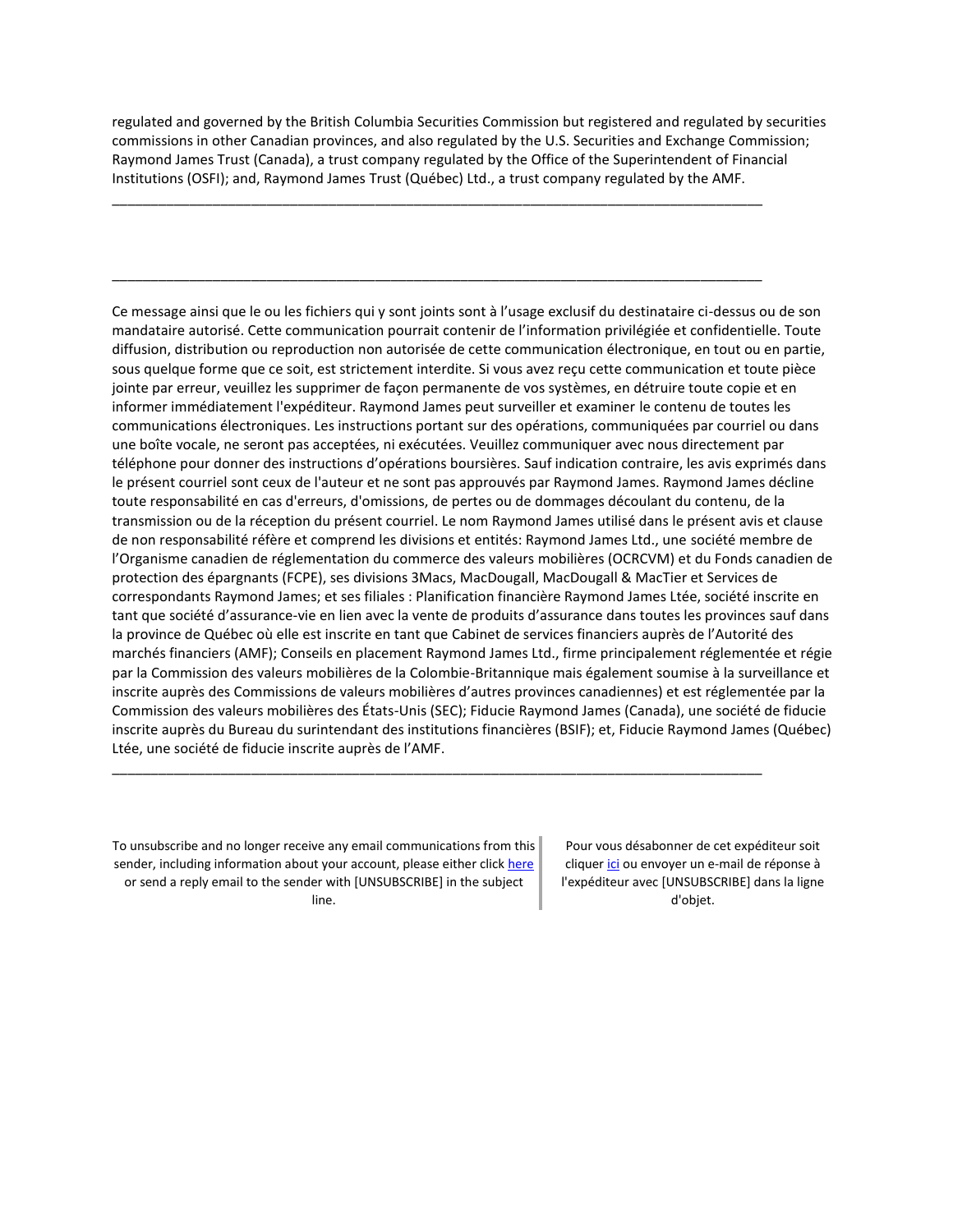regulated and governed by the British Columbia Securities Commission but registered and regulated by securities commissions in other Canadian provinces, and also regulated by the U.S. Securities and Exchange Commission; Raymond James Trust (Canada), a trust company regulated by the Office of the Superintendent of Financial Institutions (OSFI); and, Raymond James Trust (Québec) Ltd., a trust company regulated by the AMF.

---

---

Ce message ainsi que le ou les fichiers qui y sont joints sont à l'usage exclusif du destinataire ci-dessus ou de son mandataire autorisé. Cette communication pourrait contenir de l'information privilégiée et confidentielle. Toute diffusion, distribution ou reproduction non autorisée de cette communication électronique, en tout ou en partie, sous quelque forme que ce soit, est strictement interdite. Si vous avez reçu cette communication et toute pièce jointe par erreur, veuillez les supprimer de façon permanente de vos systèmes, en détruire toute copie et en informer immédiatement l'expéditeur. Raymond James peut surveiller et examiner le contenu de toutes les communications électroniques. Les instructions portant sur des opérations, communiquées par courriel ou dans une boîte vocale, ne seront pas acceptées, ni exécutées. Veuillez communiquer avec nous directement par téléphone pour donner des instructions d'opérations boursières. Sauf indication contraire, les avis exprimés dans le présent courriel sont ceux de l'auteur et ne sont pas approuvés par Raymond James. Raymond James décline toute responsabilité en cas d'erreurs, d'omissions, de pertes ou de dommages découlant du contenu, de la transmission ou de la réception du présent courriel. Le nom Raymond James utilisé dans le présent avis et clause de non responsabilité réfère et comprend les divisions et entités: Raymond James Ltd., une société membre de l'Organisme canadien de réglementation du commerce des valeurs mobilières (OCRCVM) et du Fonds canadien de protection des épargnants (FCPE), ses divisions 3Macs, MacDougall, MacDougall & MacTier et Services de correspondants Raymond James; et ses filiales : Planification financière Raymond James Ltée, société inscrite en tant que société d'assurance-vie en lien avec la vente de produits d'assurance dans toutes les provinces sauf dans la province de Québec où elle est inscrite en tant que Cabinet de services financiers auprès de l'Autorité des marchés financiers (AMF); Conseils en placement Raymond James Ltd., firme principalement réglementée et régie par la Commission des valeurs mobilières de la Colombie-Britannique mais également soumise à la surveillance et inscrite auprès des Commissions de valeurs mobilières d'autres provinces canadiennes) et est réglementée par la Commission des valeurs mobilières des États-Unis (SEC); Fiducie Raymond James (Canada), une société de fiducie inscrite auprès du Bureau du surintendant des institutions financières (BSIF); et, Fiducie Raymond James (Québec) Ltée, une société de fiducie inscrite auprès de l'AMF.

---

To unsubscribe and no longer receive any email communications from this sender, including information about your account, please either click here or send a reply email to the sender with [UNSUBSCRIBE] in the subject line.

Pour vous désabonner de cet expéditeur soit cliquer ici ou envoyer un e-mail de réponse à l'expéditeur avec [UNSUBSCRIBE] dans la ligne d'objet.